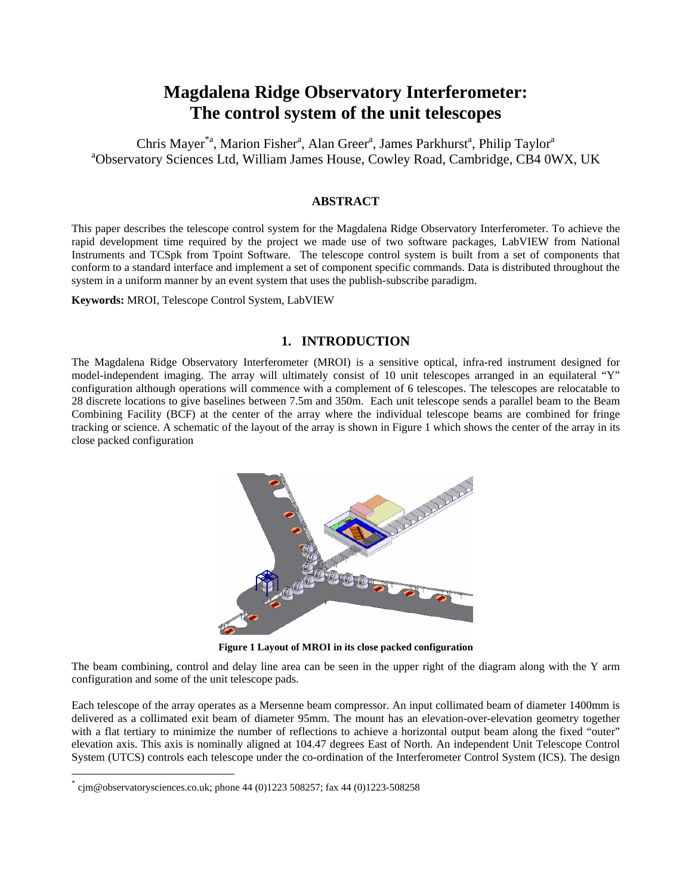# Magdalena Ridge Observatory Interferometer: The control system of the unit telescopes

Chris Mayer[*a], Marion Fisher[a], Alan Greer[a], James Parkhurst[a], Philip Taylor[a]

[a]Observatory Sciences Ltd, William James House, Cowley Road, Cambridge, CB4 0WX, UK

## ABSTRACT

This paper describes the telescope control system for the Magdalena Ridge Observatory Interferometer. To achieve the rapid development time required by the project we made use of two software packages, LabVIEW from National Instruments and TCSpk from Tpoint Software. The telescope control system is built from a set of components that conform to a standard interface and implement a set of component specific commands. Data is distributed throughout the system in a uniform manner by an event system that uses the publish-subscribe paradigm.

**Keywords:** MROI, Telescope Control System, LabVIEW

## 1. INTRODUCTION

The Magdalena Ridge Observatory Interferometer (MROI) is a sensitive optical, infra-red instrument designed for model-independent imaging. The array will ultimately consist of 10 unit telescopes arranged in an equilateral "Y" configuration although operations will commence with a complement of 6 telescopes. The telescopes are relocatable to 28 discrete locations to give baselines between 7.5m and 350m. Each unit telescope sends a parallel beam to the Beam Combining Facility (BCF) at the center of the array where the individual telescope beams are combined for fringe tracking or science. A schematic of the layout of the array is shown in Figure 1 which shows the center of the array in its close packed configuration

**Figure 1 Layout of MROI in its close packed configuration**

The beam combining, control and delay line area can be seen in the upper right of the diagram along with the Y arm configuration and some of the unit telescope pads.

Each telescope of the array operates as a Mersenne beam compressor. An input collimated beam of diameter 1400mm is delivered as a collimated exit beam of diameter 95mm. The mount has an elevation-over-elevation geometry together with a flat tertiary to minimize the number of reflections to achieve a horizontal output beam along the fixed "outer" elevation axis. This axis is nominally aligned at 104.47 degrees East of North. An independent Unit Telescope Control System (UTCS) controls each telescope under the co-ordination of the Interferometer Control System (ICS). The design

[*] cjm@observatorysciences.co.uk; phone 44 (0)1223 508257; fax 44 (0)1223-508258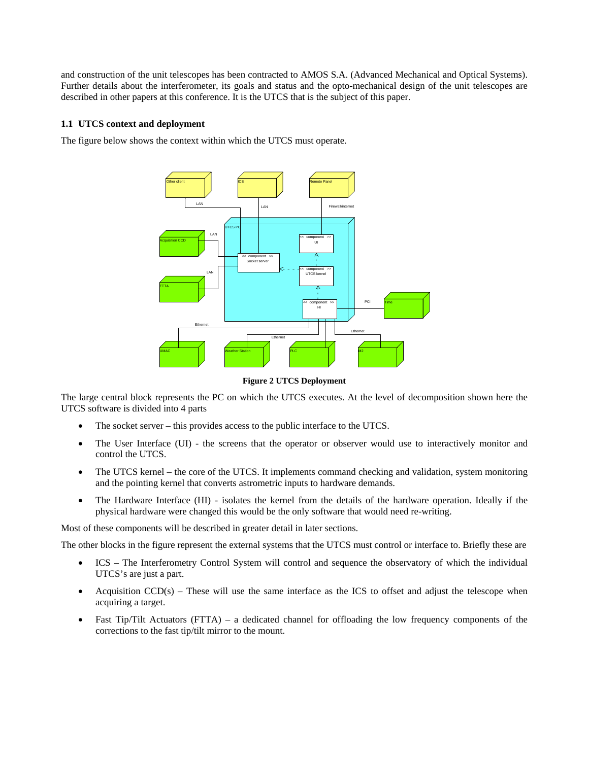and construction of the unit telescopes has been contracted to AMOS S.A. (Advanced Mechanical and Optical Systems). Further details about the interferometer, its goals and status and the opto-mechanical design of the unit telescopes are described in other papers at this conference. It is the UTCS that is the subject of this paper.

### 1.1 UTCS context and deployment

The figure below shows the context within which the UTCS must operate.

**Figure 2 UTCS Deployment**

The large central block represents the PC on which the UTCS executes. At the level of decomposition shown here the UTCS software is divided into 4 parts

- The socket server – this provides access to the public interface to the UTCS.
- The User Interface (UI) - the screens that the operator or observer would use to interactively monitor and control the UTCS.
- The UTCS kernel – the core of the UTCS. It implements command checking and validation, system monitoring and the pointing kernel that converts astrometric inputs to hardware demands.
- The Hardware Interface (HI) - isolates the kernel from the details of the hardware operation. Ideally if the physical hardware were changed this would be the only software that would need re-writing.

Most of these components will be described in greater detail in later sections.

The other blocks in the figure represent the external systems that the UTCS must control or interface to. Briefly these are

- ICS – The Interferometry Control System will control and sequence the observatory of which the individual UTCS's are just a part.
- Acquisition CCD(s) – These will use the same interface as the ICS to offset and adjust the telescope when acquiring a target.
- Fast Tip/Tilt Actuators (FTTA) – a dedicated channel for offloading the low frequency components of the corrections to the fast tip/tilt mirror to the mount.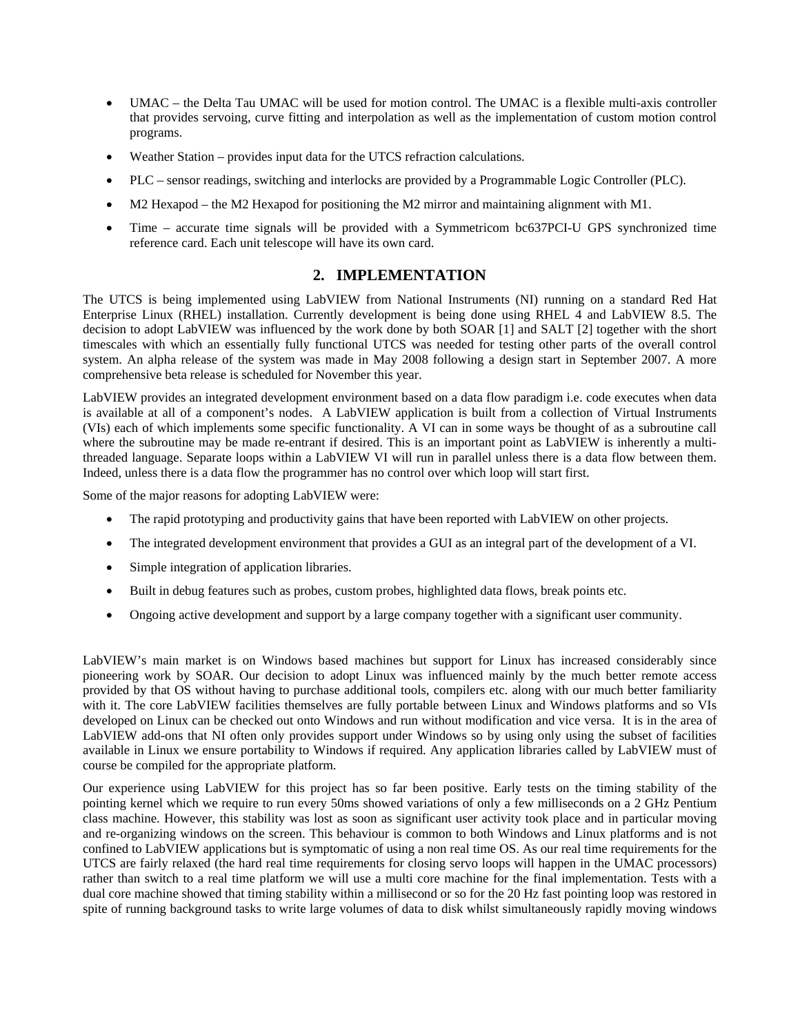- UMAC – the Delta Tau UMAC will be used for motion control. The UMAC is a flexible multi-axis controller that provides servoing, curve fitting and interpolation as well as the implementation of custom motion control programs.
- Weather Station – provides input data for the UTCS refraction calculations.
- PLC – sensor readings, switching and interlocks are provided by a Programmable Logic Controller (PLC).
- M2 Hexapod – the M2 Hexapod for positioning the M2 mirror and maintaining alignment with M1.
- Time – accurate time signals will be provided with a Symmetricom bc637PCI-U GPS synchronized time reference card. Each unit telescope will have its own card.

## 2. IMPLEMENTATION

The UTCS is being implemented using LabVIEW from National Instruments (NI) running on a standard Red Hat Enterprise Linux (RHEL) installation. Currently development is being done using RHEL 4 and LabVIEW 8.5. The decision to adopt LabVIEW was influenced by the work done by both SOAR [1] and SALT [2] together with the short timescales with which an essentially fully functional UTCS was needed for testing other parts of the overall control system. An alpha release of the system was made in May 2008 following a design start in September 2007. A more comprehensive beta release is scheduled for November this year.

LabVIEW provides an integrated development environment based on a data flow paradigm i.e. code executes when data is available at all of a component's nodes. A LabVIEW application is built from a collection of Virtual Instruments (VIs) each of which implements some specific functionality. A VI can in some ways be thought of as a subroutine call where the subroutine may be made re-entrant if desired. This is an important point as LabVIEW is inherently a multi-threaded language. Separate loops within a LabVIEW VI will run in parallel unless there is a data flow between them. Indeed, unless there is a data flow the programmer has no control over which loop will start first.

Some of the major reasons for adopting LabVIEW were:

- The rapid prototyping and productivity gains that have been reported with LabVIEW on other projects.
- The integrated development environment that provides a GUI as an integral part of the development of a VI.
- Simple integration of application libraries.
- Built in debug features such as probes, custom probes, highlighted data flows, break points etc.
- Ongoing active development and support by a large company together with a significant user community.

LabVIEW's main market is on Windows based machines but support for Linux has increased considerably since pioneering work by SOAR. Our decision to adopt Linux was influenced mainly by the much better remote access provided by that OS without having to purchase additional tools, compilers etc. along with our much better familiarity with it. The core LabVIEW facilities themselves are fully portable between Linux and Windows platforms and so VIs developed on Linux can be checked out onto Windows and run without modification and vice versa. It is in the area of LabVIEW add-ons that NI often only provides support under Windows so by using only using the subset of facilities available in Linux we ensure portability to Windows if required. Any application libraries called by LabVIEW must of course be compiled for the appropriate platform.

Our experience using LabVIEW for this project has so far been positive. Early tests on the timing stability of the pointing kernel which we require to run every 50ms showed variations of only a few milliseconds on a 2 GHz Pentium class machine. However, this stability was lost as soon as significant user activity took place and in particular moving and re-organizing windows on the screen. This behaviour is common to both Windows and Linux platforms and is not confined to LabVIEW applications but is symptomatic of using a non real time OS. As our real time requirements for the UTCS are fairly relaxed (the hard real time requirements for closing servo loops will happen in the UMAC processors) rather than switch to a real time platform we will use a multi core machine for the final implementation. Tests with a dual core machine showed that timing stability within a millisecond or so for the 20 Hz fast pointing loop was restored in spite of running background tasks to write large volumes of data to disk whilst simultaneously rapidly moving windows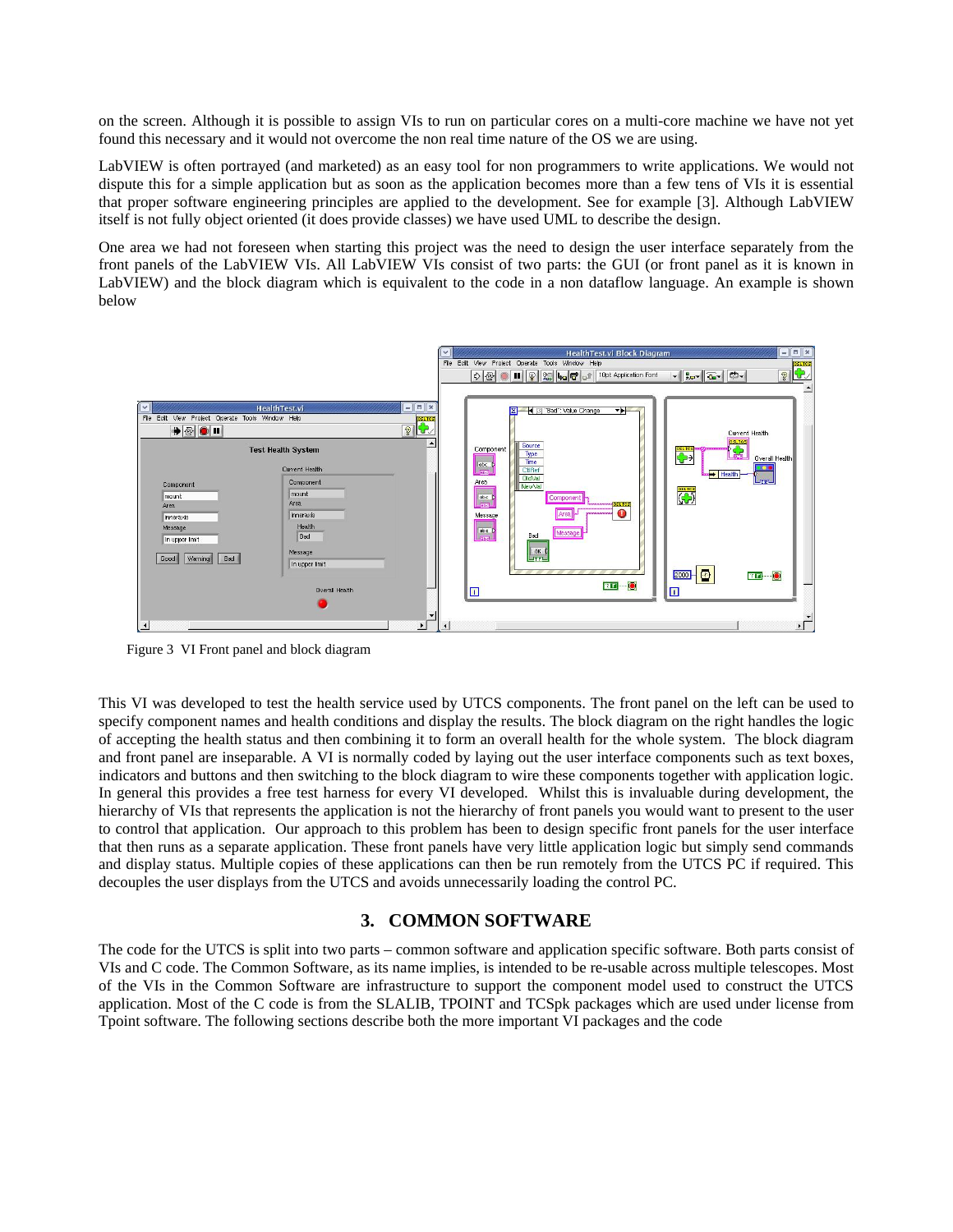on the screen. Although it is possible to assign VIs to run on particular cores on a multi-core machine we have not yet found this necessary and it would not overcome the non real time nature of the OS we are using.

LabVIEW is often portrayed (and marketed) as an easy tool for non programmers to write applications. We would not dispute this for a simple application but as soon as the application becomes more than a few tens of VIs it is essential that proper software engineering principles are applied to the development. See for example [3]. Although LabVIEW itself is not fully object oriented (it does provide classes) we have used UML to describe the design.

One area we had not foreseen when starting this project was the need to design the user interface separately from the front panels of the LabVIEW VIs. All LabVIEW VIs consist of two parts: the GUI (or front panel as it is known in LabVIEW) and the block diagram which is equivalent to the code in a non dataflow language. An example is shown below

Figure 3 VI Front panel and block diagram

This VI was developed to test the health service used by UTCS components. The front panel on the left can be used to specify component names and health conditions and display the results. The block diagram on the right handles the logic of accepting the health status and then combining it to form an overall health for the whole system. The block diagram and front panel are inseparable. A VI is normally coded by laying out the user interface components such as text boxes, indicators and buttons and then switching to the block diagram to wire these components together with application logic. In general this provides a free test harness for every VI developed. Whilst this is invaluable during development, the hierarchy of VIs that represents the application is not the hierarchy of front panels you would want to present to the user to control that application. Our approach to this problem has been to design specific front panels for the user interface that then runs as a separate application. These front panels have very little application logic but simply send commands and display status. Multiple copies of these applications can then be run remotely from the UTCS PC if required. This decouples the user displays from the UTCS and avoids unnecessarily loading the control PC.

## 3. COMMON SOFTWARE

The code for the UTCS is split into two parts – common software and application specific software. Both parts consist of VIs and C code. The Common Software, as its name implies, is intended to be re-usable across multiple telescopes. Most of the VIs in the Common Software are infrastructure to support the component model used to construct the UTCS application. Most of the C code is from the SLALIB, TPOINT and TCSpk packages which are used under license from Tpoint software. The following sections describe both the more important VI packages and the code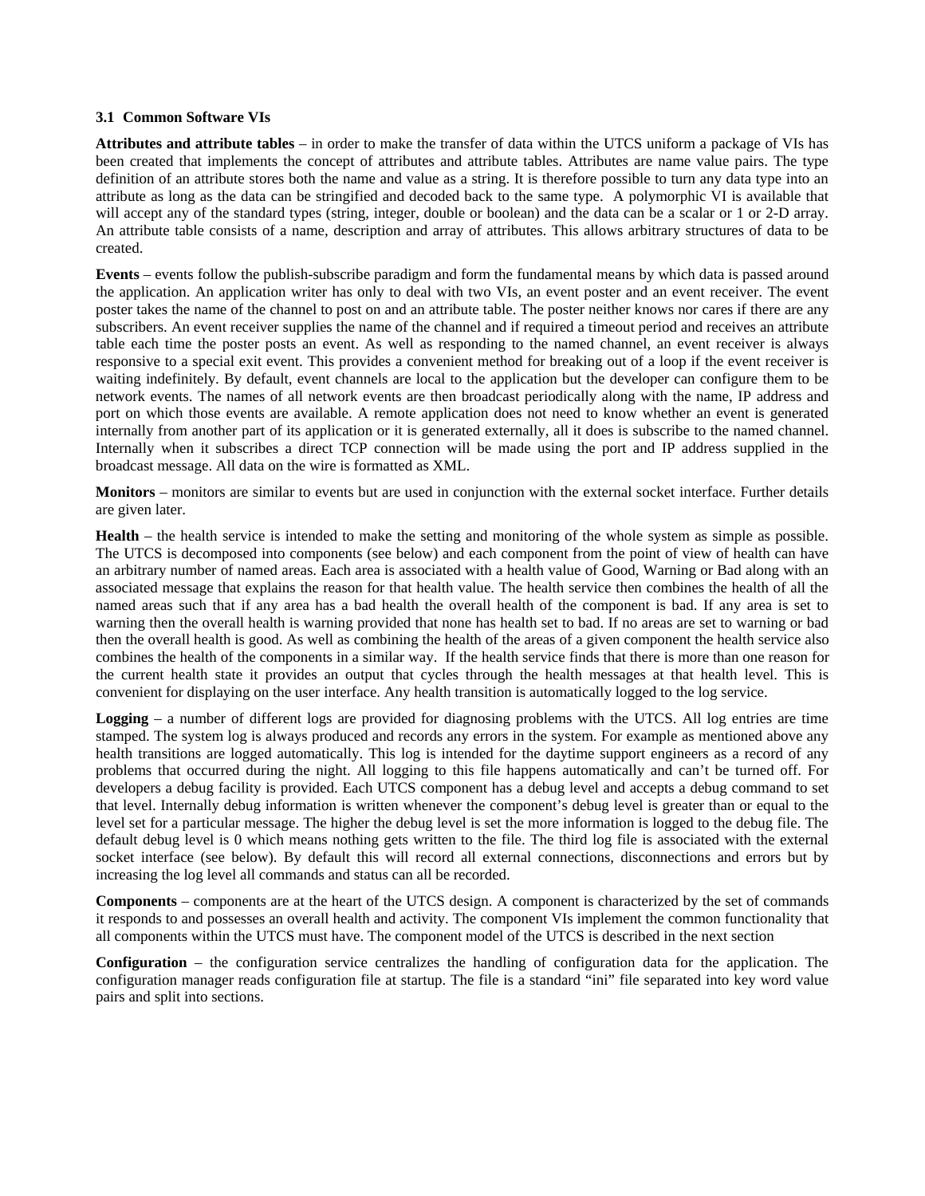### 3.1 Common Software VIs

**Attributes and attribute tables** – in order to make the transfer of data within the UTCS uniform a package of VIs has been created that implements the concept of attributes and attribute tables. Attributes are name value pairs. The type definition of an attribute stores both the name and value as a string. It is therefore possible to turn any data type into an attribute as long as the data can be stringified and decoded back to the same type. A polymorphic VI is available that will accept any of the standard types (string, integer, double or boolean) and the data can be a scalar or 1 or 2-D array. An attribute table consists of a name, description and array of attributes. This allows arbitrary structures of data to be created.

**Events** – events follow the publish-subscribe paradigm and form the fundamental means by which data is passed around the application. An application writer has only to deal with two VIs, an event poster and an event receiver. The event poster takes the name of the channel to post on and an attribute table. The poster neither knows nor cares if there are any subscribers. An event receiver supplies the name of the channel and if required a timeout period and receives an attribute table each time the poster posts an event. As well as responding to the named channel, an event receiver is always responsive to a special exit event. This provides a convenient method for breaking out of a loop if the event receiver is waiting indefinitely. By default, event channels are local to the application but the developer can configure them to be network events. The names of all network events are then broadcast periodically along with the name, IP address and port on which those events are available. A remote application does not need to know whether an event is generated internally from another part of its application or it is generated externally, all it does is subscribe to the named channel. Internally when it subscribes a direct TCP connection will be made using the port and IP address supplied in the broadcast message. All data on the wire is formatted as XML.

**Monitors** – monitors are similar to events but are used in conjunction with the external socket interface. Further details are given later.

**Health** – the health service is intended to make the setting and monitoring of the whole system as simple as possible. The UTCS is decomposed into components (see below) and each component from the point of view of health can have an arbitrary number of named areas. Each area is associated with a health value of Good, Warning or Bad along with an associated message that explains the reason for that health value. The health service then combines the health of all the named areas such that if any area has a bad health the overall health of the component is bad. If any area is set to warning then the overall health is warning provided that none has health set to bad. If no areas are set to warning or bad then the overall health is good. As well as combining the health of the areas of a given component the health service also combines the health of the components in a similar way. If the health service finds that there is more than one reason for the current health state it provides an output that cycles through the health messages at that health level. This is convenient for displaying on the user interface. Any health transition is automatically logged to the log service.

**Logging** – a number of different logs are provided for diagnosing problems with the UTCS. All log entries are time stamped. The system log is always produced and records any errors in the system. For example as mentioned above any health transitions are logged automatically. This log is intended for the daytime support engineers as a record of any problems that occurred during the night. All logging to this file happens automatically and can't be turned off. For developers a debug facility is provided. Each UTCS component has a debug level and accepts a debug command to set that level. Internally debug information is written whenever the component's debug level is greater than or equal to the level set for a particular message. The higher the debug level is set the more information is logged to the debug file. The default debug level is 0 which means nothing gets written to the file. The third log file is associated with the external socket interface (see below). By default this will record all external connections, disconnections and errors but by increasing the log level all commands and status can all be recorded.

**Components** – components are at the heart of the UTCS design. A component is characterized by the set of commands it responds to and possesses an overall health and activity. The component VIs implement the common functionality that all components within the UTCS must have. The component model of the UTCS is described in the next section

**Configuration** – the configuration service centralizes the handling of configuration data for the application. The configuration manager reads configuration file at startup. The file is a standard "ini" file separated into key word value pairs and split into sections.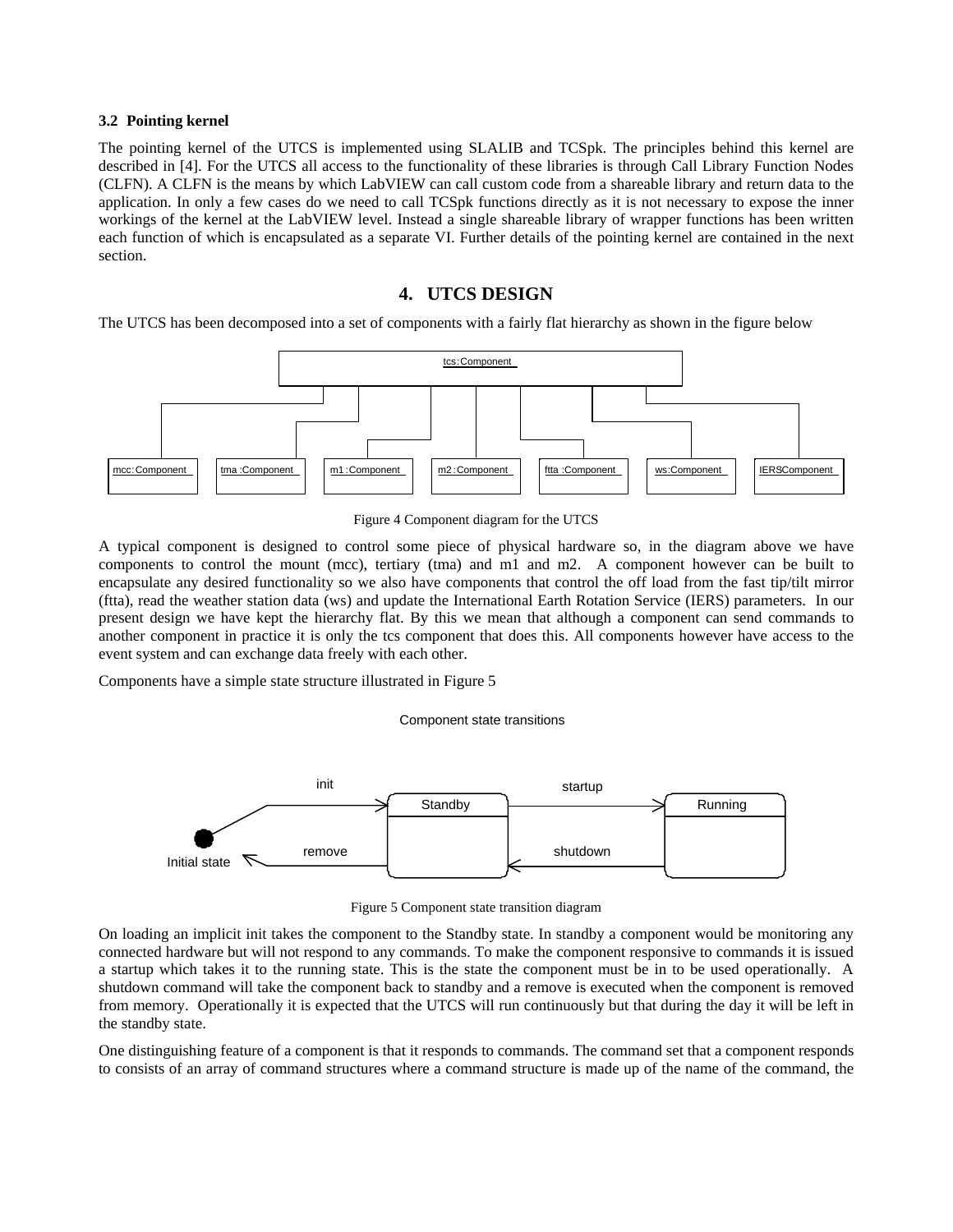### 3.2 Pointing kernel

The pointing kernel of the UTCS is implemented using SLALIB and TCSpk. The principles behind this kernel are described in [4]. For the UTCS all access to the functionality of these libraries is through Call Library Function Nodes (CLFN). A CLFN is the means by which LabVIEW can call custom code from a shareable library and return data to the application. In only a few cases do we need to call TCSpk functions directly as it is not necessary to expose the inner workings of the kernel at the LabVIEW level. Instead a single shareable library of wrapper functions has been written each function of which is encapsulated as a separate VI. Further details of the pointing kernel are contained in the next section.

## 4. UTCS DESIGN

The UTCS has been decomposed into a set of components with a fairly flat hierarchy as shown in the figure below

tcs:Component

mcc:Component
tma :Component
m1:Component
m2:Component
ftta :Component
ws:Component
IERSComponent

Figure 4 Component diagram for the UTCS

A typical component is designed to control some piece of physical hardware so, in the diagram above we have components to control the mount (mcc), tertiary (tma) and m1 and m2. A component however can be built to encapsulate any desired functionality so we also have components that control the off load from the fast tip/tilt mirror (ftta), read the weather station data (ws) and update the International Earth Rotation Service (IERS) parameters. In our present design we have kept the hierarchy flat. By this we mean that although a component can send commands to another component in practice it is only the tcs component that does this. All components however have access to the event system and can exchange data freely with each other.

Components have a simple state structure illustrated in Figure 5

Component state transitions

init
startup
Standby
Running
remove
shutdown
Initial state

Figure 5 Component state transition diagram

On loading an implicit init takes the component to the Standby state. In standby a component would be monitoring any connected hardware but will not respond to any commands. To make the component responsive to commands it is issued a startup which takes it to the running state. This is the state the component must be in to be used operationally. A shutdown command will take the component back to standby and a remove is executed when the component is removed from memory. Operationally it is expected that the UTCS will run continuously but that during the day it will be left in the standby state.

One distinguishing feature of a component is that it responds to commands. The command set that a component responds to consists of an array of command structures where a command structure is made up of the name of the command, the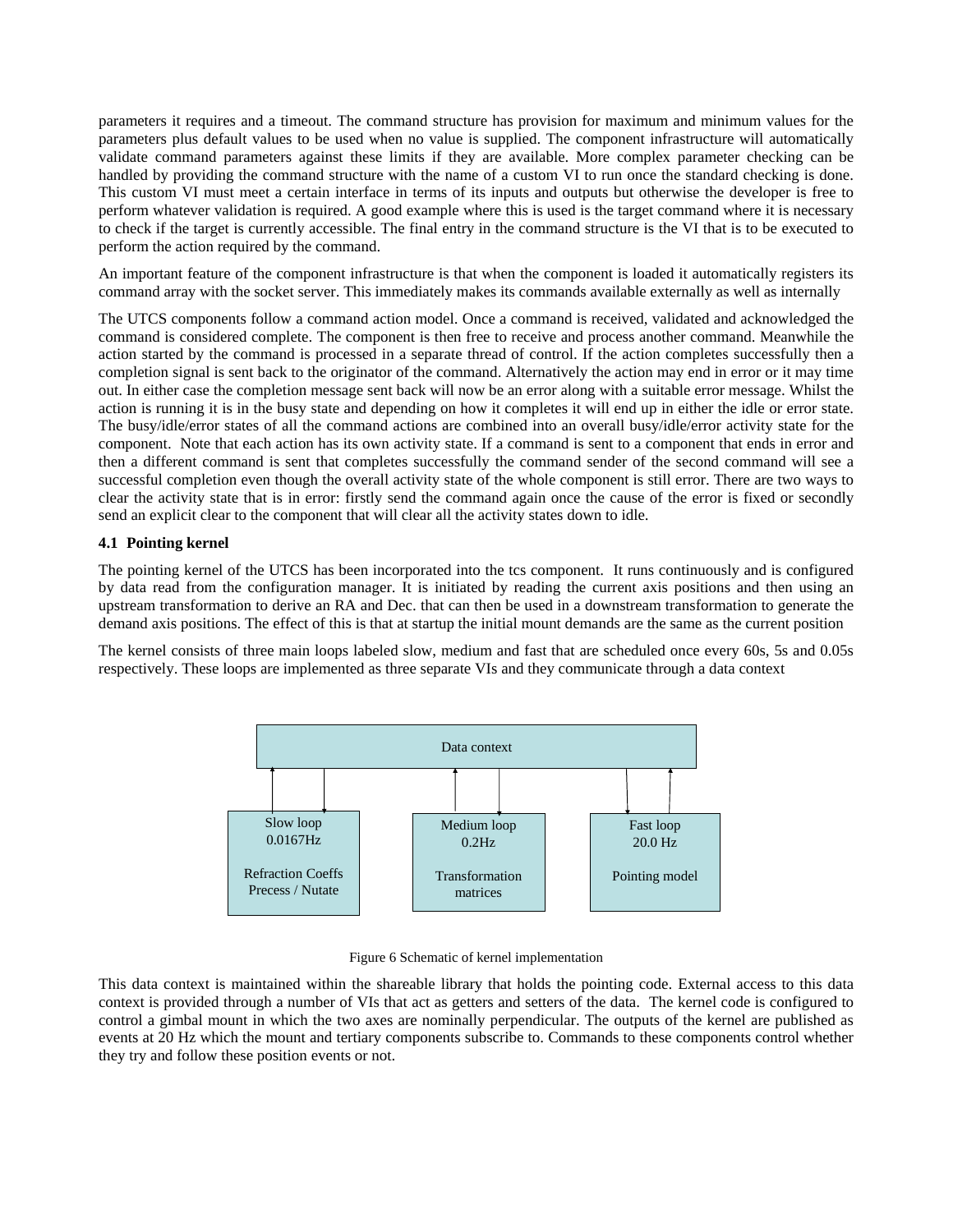parameters it requires and a timeout. The command structure has provision for maximum and minimum values for the parameters plus default values to be used when no value is supplied. The component infrastructure will automatically validate command parameters against these limits if they are available. More complex parameter checking can be handled by providing the command structure with the name of a custom VI to run once the standard checking is done. This custom VI must meet a certain interface in terms of its inputs and outputs but otherwise the developer is free to perform whatever validation is required. A good example where this is used is the target command where it is necessary to check if the target is currently accessible. The final entry in the command structure is the VI that is to be executed to perform the action required by the command.

An important feature of the component infrastructure is that when the component is loaded it automatically registers its command array with the socket server. This immediately makes its commands available externally as well as internally

The UTCS components follow a command action model. Once a command is received, validated and acknowledged the command is considered complete. The component is then free to receive and process another command. Meanwhile the action started by the command is processed in a separate thread of control. If the action completes successfully then a completion signal is sent back to the originator of the command. Alternatively the action may end in error or it may time out. In either case the completion message sent back will now be an error along with a suitable error message. Whilst the action is running it is in the busy state and depending on how it completes it will end up in either the idle or error state. The busy/idle/error states of all the command actions are combined into an overall busy/idle/error activity state for the component. Note that each action has its own activity state. If a command is sent to a component that ends in error and then a different command is sent that completes successfully the command sender of the second command will see a successful completion even though the overall activity state of the whole component is still error. There are two ways to clear the activity state that is in error: firstly send the command again once the cause of the error is fixed or secondly send an explicit clear to the component that will clear all the activity states down to idle.

### 4.1 Pointing kernel

The pointing kernel of the UTCS has been incorporated into the tcs component. It runs continuously and is configured by data read from the configuration manager. It is initiated by reading the current axis positions and then using an upstream transformation to derive an RA and Dec. that can then be used in a downstream transformation to generate the demand axis positions. The effect of this is that at startup the initial mount demands are the same as the current position

The kernel consists of three main loops labeled slow, medium and fast that are scheduled once every 60s, 5s and 0.05s respectively. These loops are implemented as three separate VIs and they communicate through a data context

Data context

Slow loop
0.0167Hz
Refraction Coeffs
Precess / Nutate

Medium loop
0.2Hz
Transformation matrices

Fast loop
20.0 Hz
Pointing model

Figure 6 Schematic of kernel implementation

This data context is maintained within the shareable library that holds the pointing code. External access to this data context is provided through a number of VIs that act as getters and setters of the data. The kernel code is configured to control a gimbal mount in which the two axes are nominally perpendicular. The outputs of the kernel are published as events at 20 Hz which the mount and tertiary components subscribe to. Commands to these components control whether they try and follow these position events or not.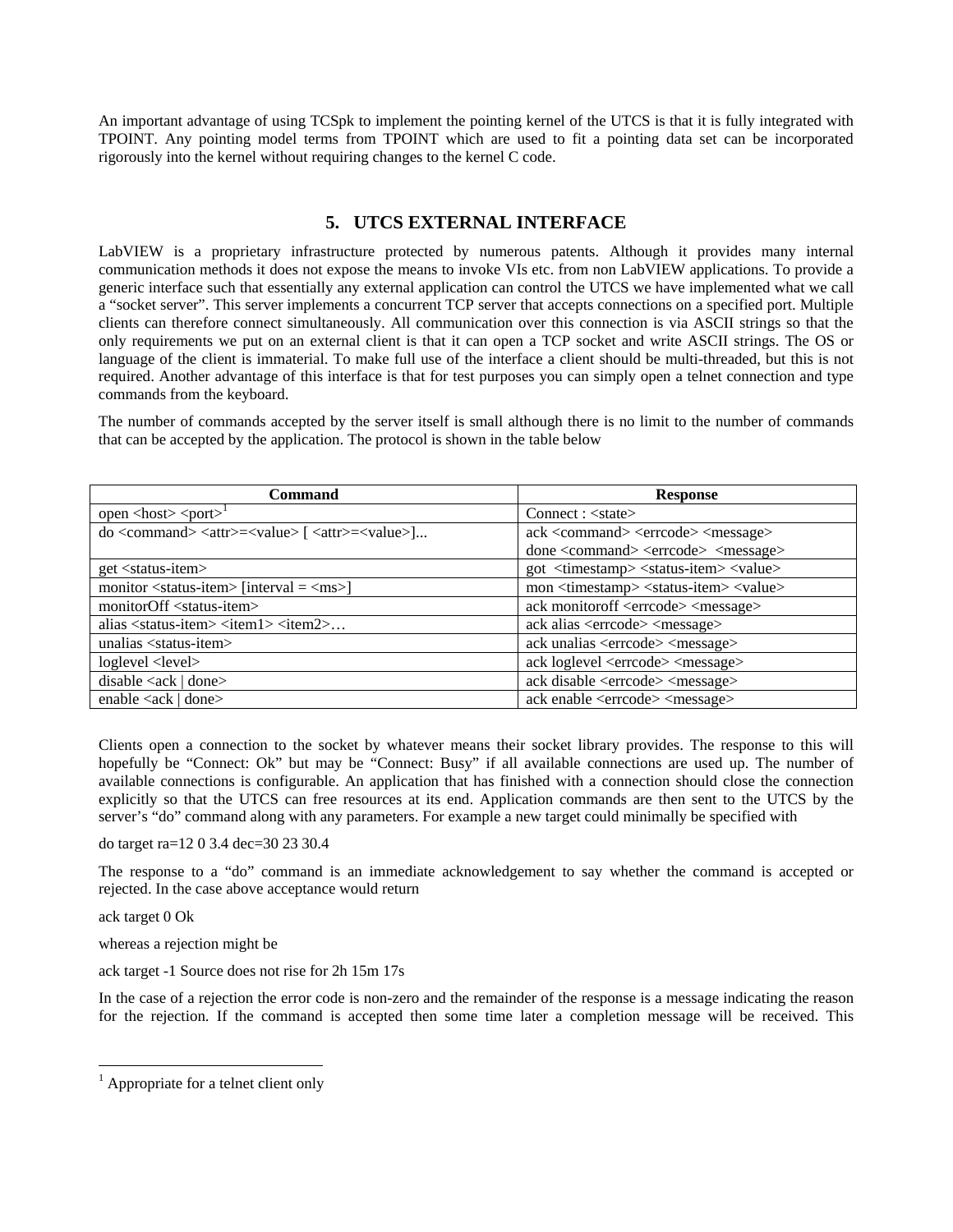An important advantage of using TCSpk to implement the pointing kernel of the UTCS is that it is fully integrated with TPOINT. Any pointing model terms from TPOINT which are used to fit a pointing data set can be incorporated rigorously into the kernel without requiring changes to the kernel C code.

## 5. UTCS EXTERNAL INTERFACE

LabVIEW is a proprietary infrastructure protected by numerous patents. Although it provides many internal communication methods it does not expose the means to invoke VIs etc. from non LabVIEW applications. To provide a generic interface such that essentially any external application can control the UTCS we have implemented what we call a "socket server". This server implements a concurrent TCP server that accepts connections on a specified port. Multiple clients can therefore connect simultaneously. All communication over this connection is via ASCII strings so that the only requirements we put on an external client is that it can open a TCP socket and write ASCII strings. The OS or language of the client is immaterial. To make full use of the interface a client should be multi-threaded, but this is not required. Another advantage of this interface is that for test purposes you can simply open a telnet connection and type commands from the keyboard.

The number of commands accepted by the server itself is small although there is no limit to the number of commands that can be accepted by the application. The protocol is shown in the table below

| Command | Response |
|---|---|
| open <host> <port>[1] | Connect : <state> |
| do <command> <attr>=<value> [ <attr>=<value>]... | ack <command> <errcode> <message><br>done <command> <errcode> <message> |
| get <status-item> | got <timestamp> <status-item> <value> |
| monitor <status-item> [interval = <ms>] | mon <timestamp> <status-item> <value> |
| monitorOff <status-item> | ack monitoroff <errcode> <message> |
| alias <status-item> <item1> <item2>… | ack alias <errcode> <message> |
| unalias <status-item> | ack unalias <errcode> <message> |
| loglevel <level> | ack loglevel <errcode> <message> |
| disable <ack \| done> | ack disable <errcode> <message> |
| enable <ack \| done> | ack enable <errcode> <message> |

Clients open a connection to the socket by whatever means their socket library provides. The response to this will hopefully be "Connect: Ok" but may be "Connect: Busy" if all available connections are used up. The number of available connections is configurable. An application that has finished with a connection should close the connection explicitly so that the UTCS can free resources at its end. Application commands are then sent to the UTCS by the server's "do" command along with any parameters. For example a new target could minimally be specified with

do target ra=12 0 3.4 dec=30 23 30.4

The response to a "do" command is an immediate acknowledgement to say whether the command is accepted or rejected. In the case above acceptance would return

ack target 0 Ok

whereas a rejection might be

ack target -1 Source does not rise for 2h 15m 17s

In the case of a rejection the error code is non-zero and the remainder of the response is a message indicating the reason for the rejection. If the command is accepted then some time later a completion message will be received. This

[1] Appropriate for a telnet client only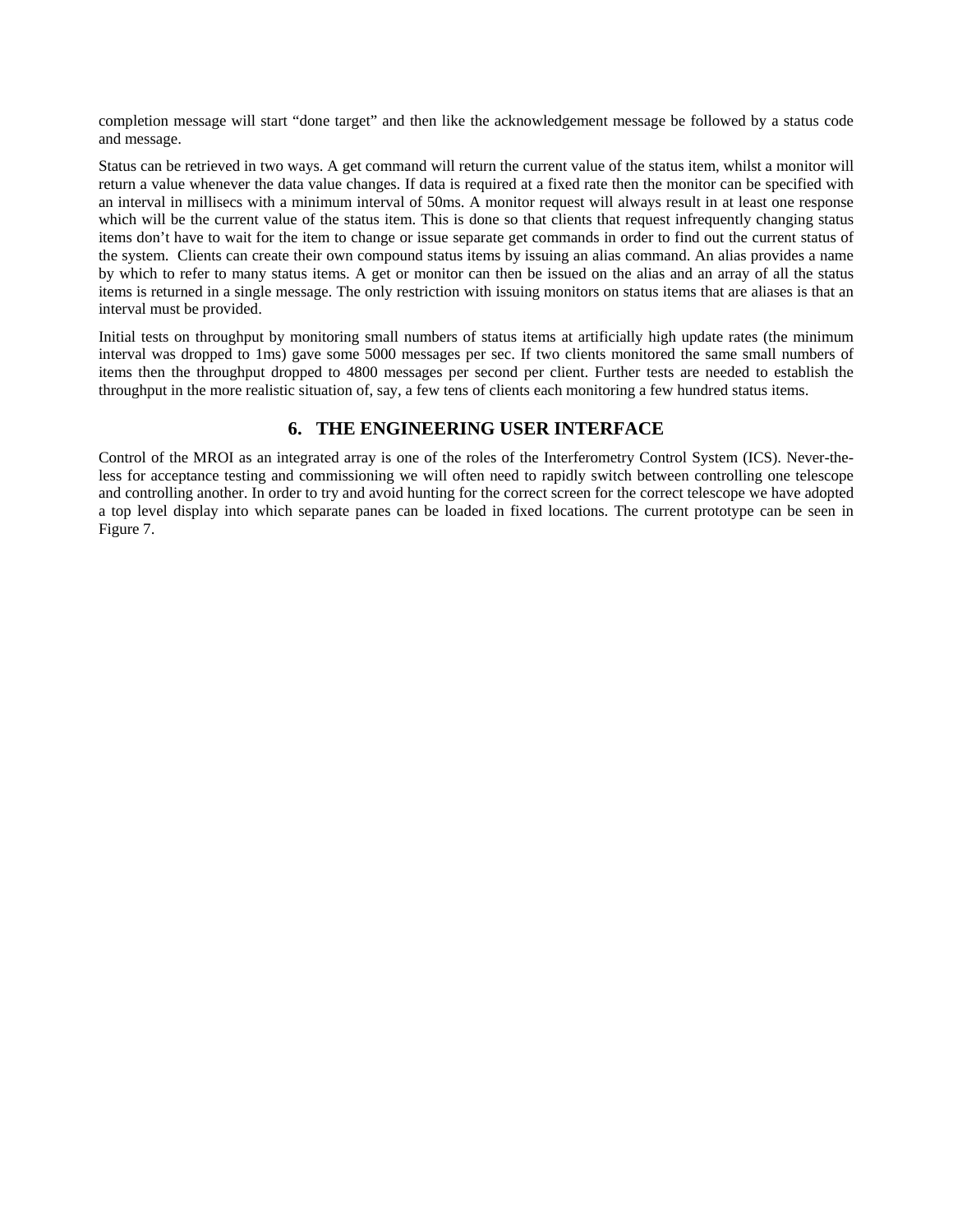completion message will start "done target" and then like the acknowledgement message be followed by a status code and message.

Status can be retrieved in two ways. A get command will return the current value of the status item, whilst a monitor will return a value whenever the data value changes. If data is required at a fixed rate then the monitor can be specified with an interval in millisecs with a minimum interval of 50ms. A monitor request will always result in at least one response which will be the current value of the status item. This is done so that clients that request infrequently changing status items don't have to wait for the item to change or issue separate get commands in order to find out the current status of the system. Clients can create their own compound status items by issuing an alias command. An alias provides a name by which to refer to many status items. A get or monitor can then be issued on the alias and an array of all the status items is returned in a single message. The only restriction with issuing monitors on status items that are aliases is that an interval must be provided.

Initial tests on throughput by monitoring small numbers of status items at artificially high update rates (the minimum interval was dropped to 1ms) gave some 5000 messages per sec. If two clients monitored the same small numbers of items then the throughput dropped to 4800 messages per second per client. Further tests are needed to establish the throughput in the more realistic situation of, say, a few tens of clients each monitoring a few hundred status items.

## 6. THE ENGINEERING USER INTERFACE

Control of the MROI as an integrated array is one of the roles of the Interferometry Control System (ICS). Never-the-less for acceptance testing and commissioning we will often need to rapidly switch between controlling one telescope and controlling another. In order to try and avoid hunting for the correct screen for the correct telescope we have adopted a top level display into which separate panes can be loaded in fixed locations. The current prototype can be seen in Figure 7.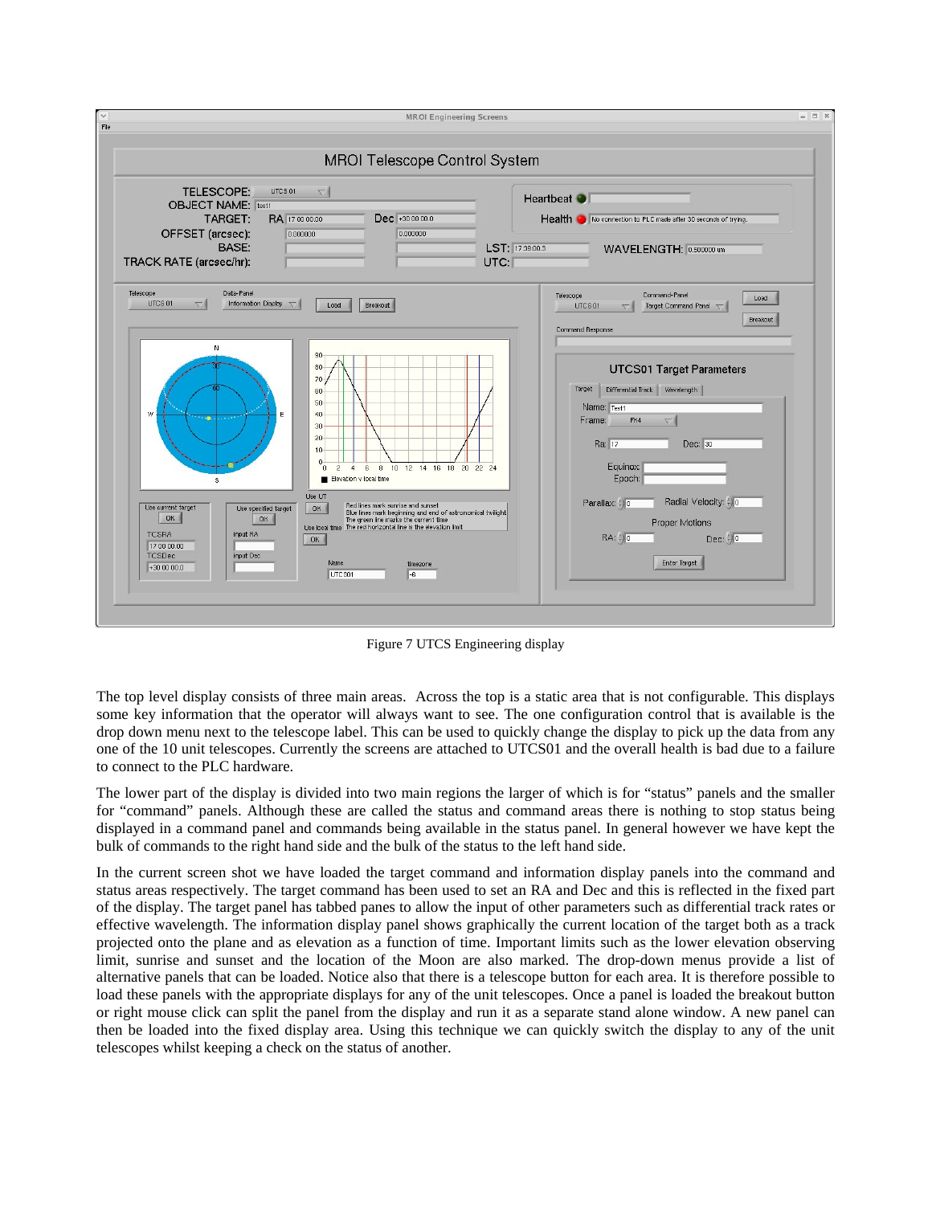Figure 7 UTCS Engineering display

The top level display consists of three main areas. Across the top is a static area that is not configurable. This displays some key information that the operator will always want to see. The one configuration control that is available is the drop down menu next to the telescope label. This can be used to quickly change the display to pick up the data from any one of the 10 unit telescopes. Currently the screens are attached to UTCS01 and the overall health is bad due to a failure to connect to the PLC hardware.

The lower part of the display is divided into two main regions the larger of which is for "status" panels and the smaller for "command" panels. Although these are called the status and command areas there is nothing to stop status being displayed in a command panel and commands being available in the status panel. In general however we have kept the bulk of commands to the right hand side and the bulk of the status to the left hand side.

In the current screen shot we have loaded the target command and information display panels into the command and status areas respectively. The target command has been used to set an RA and Dec and this is reflected in the fixed part of the display. The target panel has tabbed panes to allow the input of other parameters such as differential track rates or effective wavelength. The information display panel shows graphically the current location of the target both as a track projected onto the plane and as elevation as a function of time. Important limits such as the lower elevation observing limit, sunrise and sunset and the location of the Moon are also marked. The drop-down menus provide a list of alternative panels that can be loaded. Notice also that there is a telescope button for each area. It is therefore possible to load these panels with the appropriate displays for any of the unit telescopes. Once a panel is loaded the breakout button or right mouse click can split the panel from the display and run it as a separate stand alone window. A new panel can then be loaded into the fixed display area. Using this technique we can quickly switch the display to any of the unit telescopes whilst keeping a check on the status of another.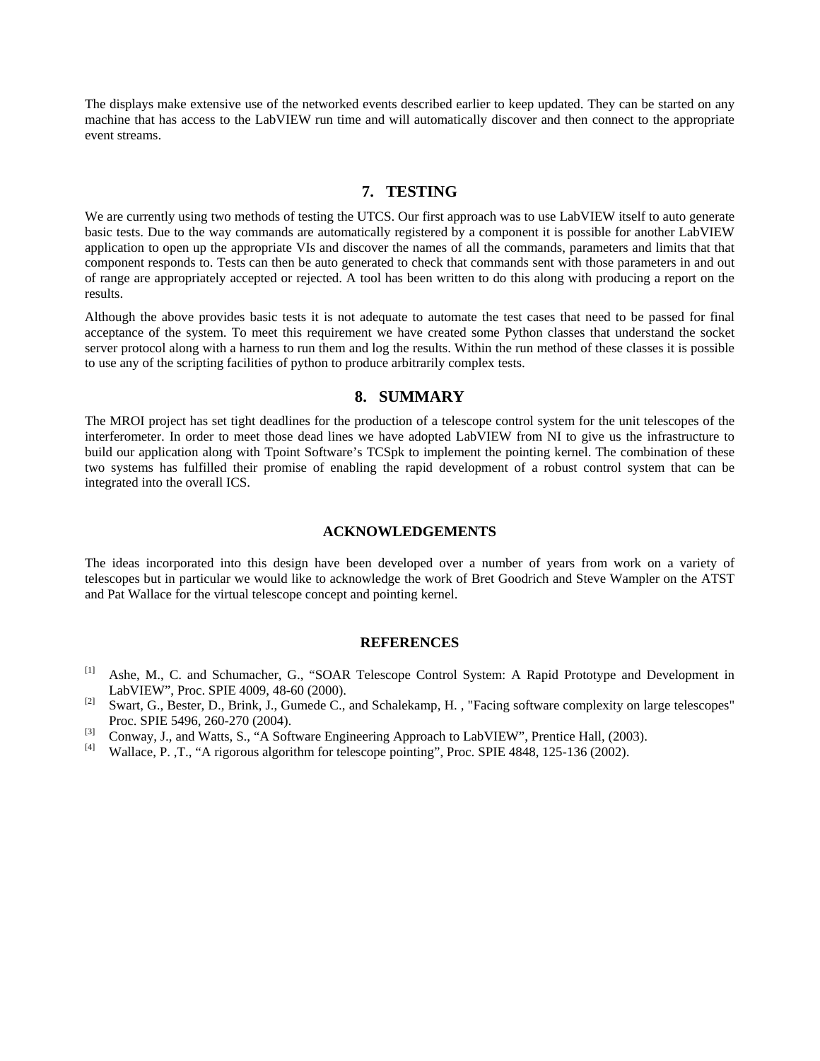The displays make extensive use of the networked events described earlier to keep updated. They can be started on any machine that has access to the LabVIEW run time and will automatically discover and then connect to the appropriate event streams.

## 7. TESTING

We are currently using two methods of testing the UTCS. Our first approach was to use LabVIEW itself to auto generate basic tests. Due to the way commands are automatically registered by a component it is possible for another LabVIEW application to open up the appropriate VIs and discover the names of all the commands, parameters and limits that that component responds to. Tests can then be auto generated to check that commands sent with those parameters in and out of range are appropriately accepted or rejected. A tool has been written to do this along with producing a report on the results.

Although the above provides basic tests it is not adequate to automate the test cases that need to be passed for final acceptance of the system. To meet this requirement we have created some Python classes that understand the socket server protocol along with a harness to run them and log the results. Within the run method of these classes it is possible to use any of the scripting facilities of python to produce arbitrarily complex tests.

## 8. SUMMARY

The MROI project has set tight deadlines for the production of a telescope control system for the unit telescopes of the interferometer. In order to meet those dead lines we have adopted LabVIEW from NI to give us the infrastructure to build our application along with Tpoint Software's TCSpk to implement the pointing kernel. The combination of these two systems has fulfilled their promise of enabling the rapid development of a robust control system that can be integrated into the overall ICS.

## ACKNOWLEDGEMENTS

The ideas incorporated into this design have been developed over a number of years from work on a variety of telescopes but in particular we would like to acknowledge the work of Bret Goodrich and Steve Wampler on the ATST and Pat Wallace for the virtual telescope concept and pointing kernel.

## REFERENCES

[1] Ashe, M., C. and Schumacher, G., "SOAR Telescope Control System: A Rapid Prototype and Development in LabVIEW", Proc. SPIE 4009, 48-60 (2000).

[2] Swart, G., Bester, D., Brink, J., Gumede C., and Schalekamp, H. , "Facing software complexity on large telescopes" Proc. SPIE 5496, 260-270 (2004).

[3] Conway, J., and Watts, S., "A Software Engineering Approach to LabVIEW", Prentice Hall, (2003).

[4] Wallace, P. ,T., "A rigorous algorithm for telescope pointing", Proc. SPIE 4848, 125-136 (2002).